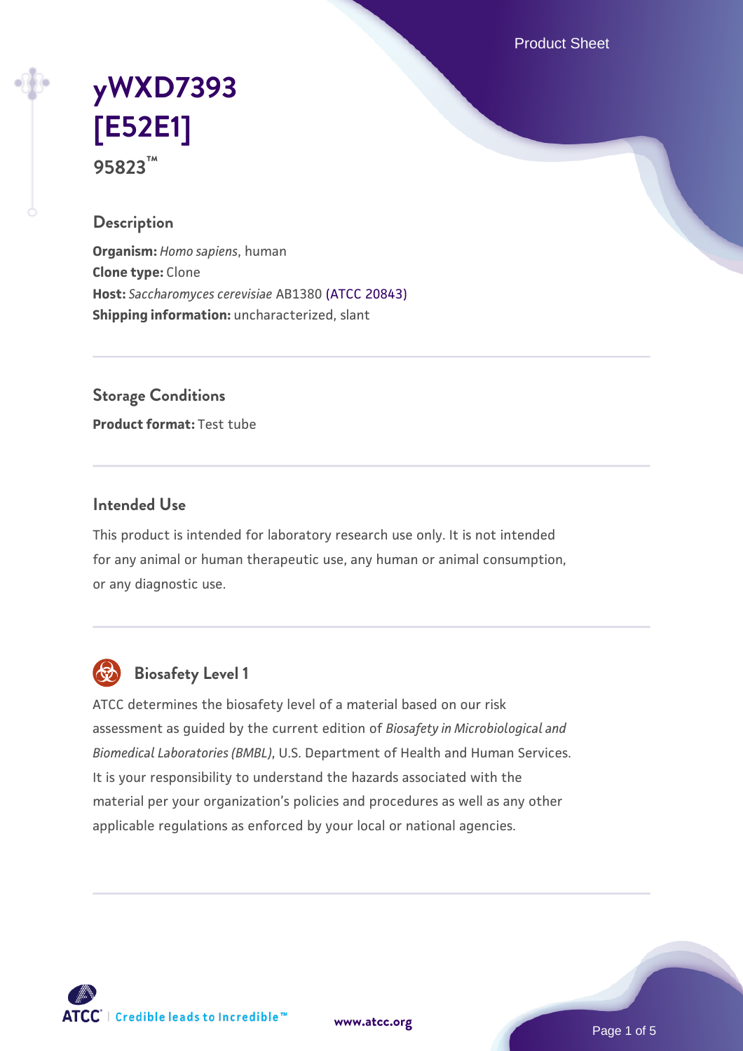# yWXD7393 [E52E1]

**95823™**

## Description

**Organism:** *Homo sapiens*, human
**Clone type:** Clone
**Host:** *Saccharomyces cerevisiae* AB1380 (ATCC 20843)
**Shipping information:** uncharacterized, slant

## Storage Conditions

**Product format:** Test tube

## Intended Use

This product is intended for laboratory research use only. It is not intended for any animal or human therapeutic use, any human or animal consumption, or any diagnostic use.

## Biosafety Level 1

ATCC determines the biosafety level of a material based on our risk assessment as guided by the current edition of *Biosafety in Microbiological and Biomedical Laboratories (BMBL)*, U.S. Department of Health and Human Services. It is your responsibility to understand the hazards associated with the material per your organization's policies and procedures as well as any other applicable regulations as enforced by your local or national agencies.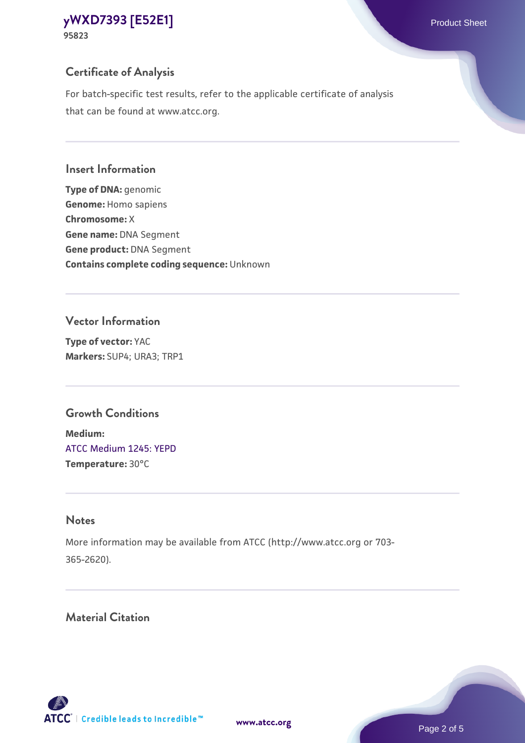## Certificate of Analysis

For batch-specific test results, refer to the applicable certificate of analysis that can be found at www.atcc.org.

## Insert Information

**Type of DNA:** genomic
**Genome:** Homo sapiens
**Chromosome:** X
**Gene name:** DNA Segment
**Gene product:** DNA Segment
**Contains complete coding sequence:** Unknown

## Vector Information

**Type of vector:** YAC
**Markers:** SUP4; URA3; TRP1

## Growth Conditions

**Medium:**
ATCC Medium 1245: YEPD
**Temperature:** 30°C

## Notes

More information may be available from ATCC (http://www.atcc.org or 703-365-2620).

## Material Citation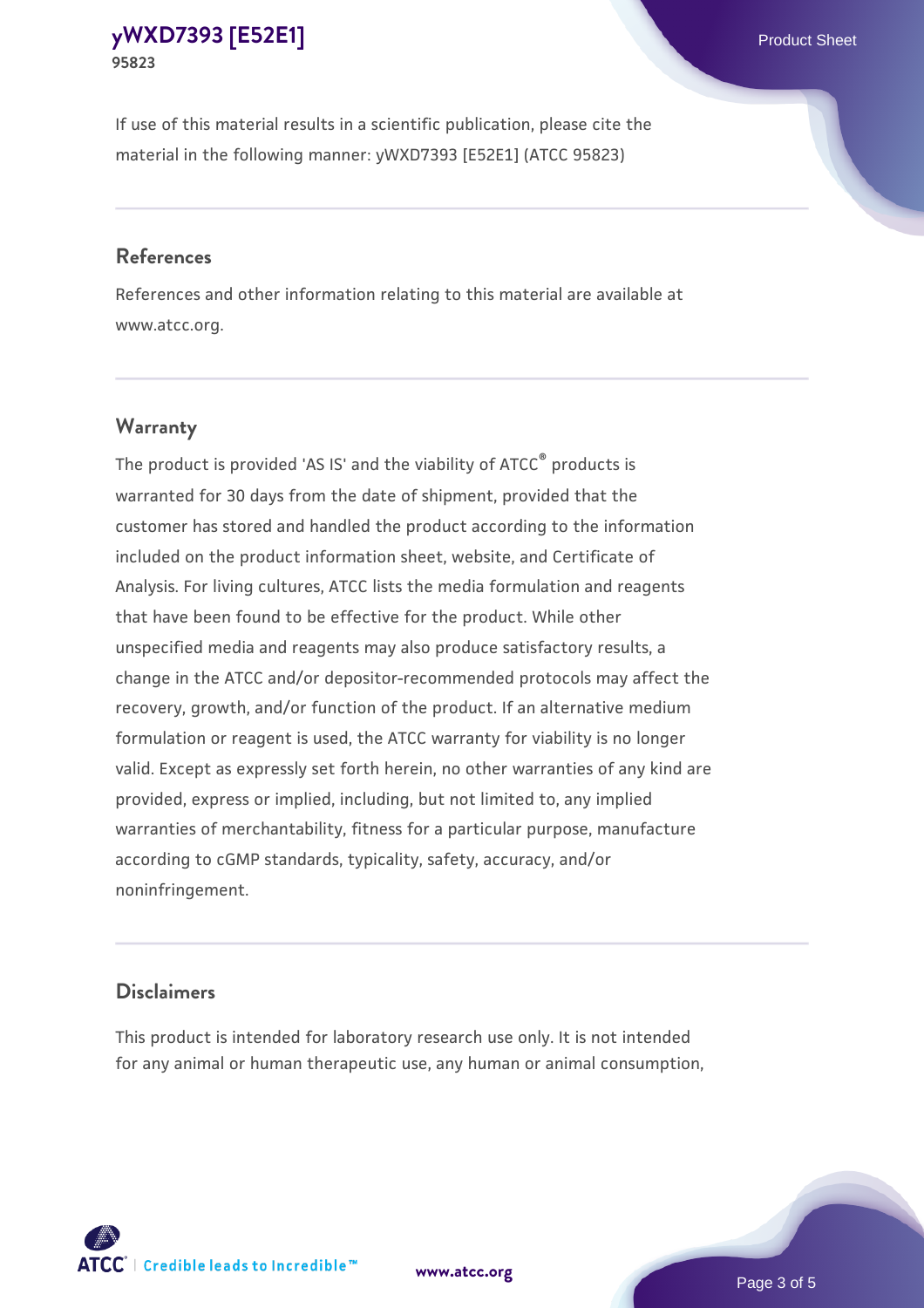If use of this material results in a scientific publication, please cite the material in the following manner: yWXD7393 [E52E1] (ATCC 95823)

## References

References and other information relating to this material are available at www.atcc.org.

## Warranty

The product is provided 'AS IS' and the viability of ATCC® products is warranted for 30 days from the date of shipment, provided that the customer has stored and handled the product according to the information included on the product information sheet, website, and Certificate of Analysis. For living cultures, ATCC lists the media formulation and reagents that have been found to be effective for the product. While other unspecified media and reagents may also produce satisfactory results, a change in the ATCC and/or depositor-recommended protocols may affect the recovery, growth, and/or function of the product. If an alternative medium formulation or reagent is used, the ATCC warranty for viability is no longer valid. Except as expressly set forth herein, no other warranties of any kind are provided, express or implied, including, but not limited to, any implied warranties of merchantability, fitness for a particular purpose, manufacture according to cGMP standards, typicality, safety, accuracy, and/or noninfringement.

## Disclaimers

This product is intended for laboratory research use only. It is not intended for any animal or human therapeutic use, any human or animal consumption,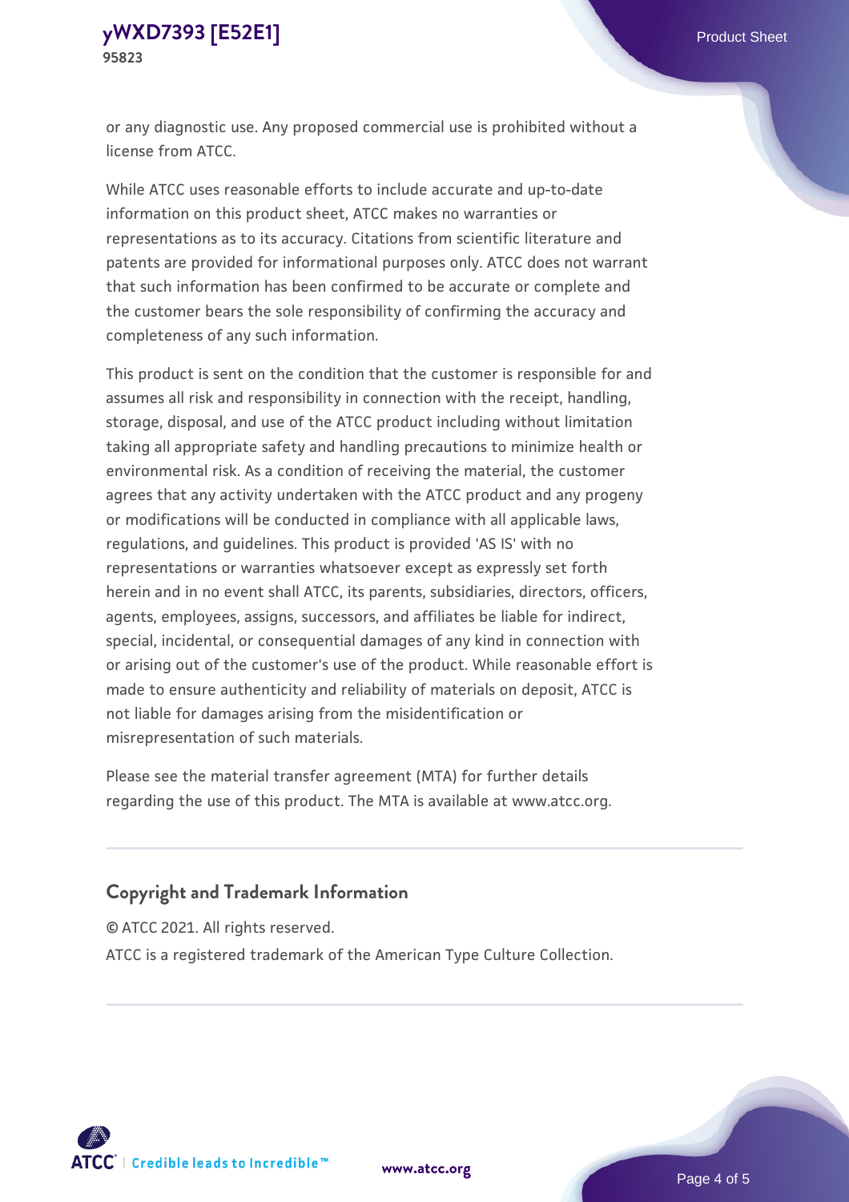or any diagnostic use. Any proposed commercial use is prohibited without a license from ATCC.

While ATCC uses reasonable efforts to include accurate and up-to-date information on this product sheet, ATCC makes no warranties or representations as to its accuracy. Citations from scientific literature and patents are provided for informational purposes only. ATCC does not warrant that such information has been confirmed to be accurate or complete and the customer bears the sole responsibility of confirming the accuracy and completeness of any such information.

This product is sent on the condition that the customer is responsible for and assumes all risk and responsibility in connection with the receipt, handling, storage, disposal, and use of the ATCC product including without limitation taking all appropriate safety and handling precautions to minimize health or environmental risk. As a condition of receiving the material, the customer agrees that any activity undertaken with the ATCC product and any progeny or modifications will be conducted in compliance with all applicable laws, regulations, and guidelines. This product is provided 'AS IS' with no representations or warranties whatsoever except as expressly set forth herein and in no event shall ATCC, its parents, subsidiaries, directors, officers, agents, employees, assigns, successors, and affiliates be liable for indirect, special, incidental, or consequential damages of any kind in connection with or arising out of the customer's use of the product. While reasonable effort is made to ensure authenticity and reliability of materials on deposit, ATCC is not liable for damages arising from the misidentification or misrepresentation of such materials.

Please see the material transfer agreement (MTA) for further details regarding the use of this product. The MTA is available at www.atcc.org.

## Copyright and Trademark Information

© ATCC 2021. All rights reserved.

ATCC is a registered trademark of the American Type Culture Collection.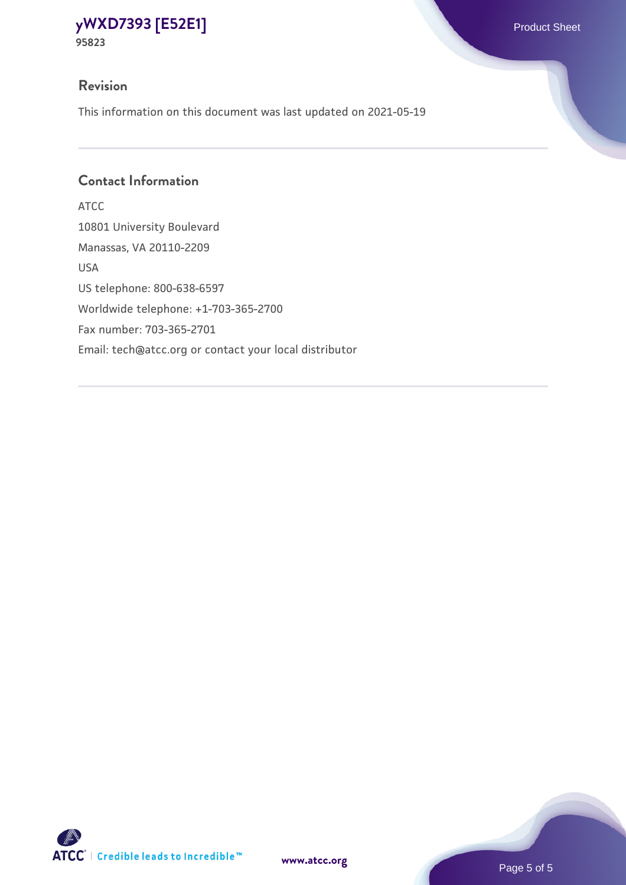## Revision

This information on this document was last updated on 2021-05-19

## Contact Information

ATCC
10801 University Boulevard
Manassas, VA 20110-2209
USA
US telephone: 800-638-6597
Worldwide telephone: +1-703-365-2700
Fax number: 703-365-2701
Email: tech@atcc.org or contact your local distributor